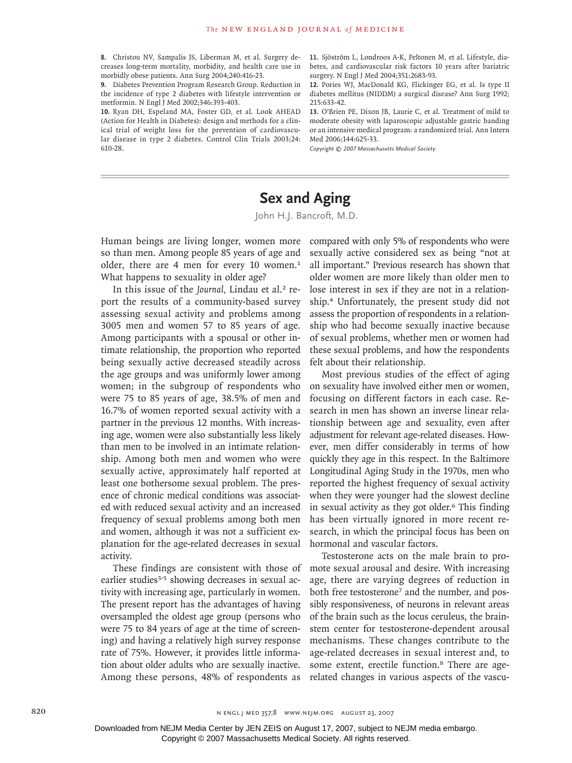8. Christou NV, Sampalis JS, Liberman M, et al. Surgery decreases long-term mortality, morbidity, and health care use in morbidly obese patients. Ann Surg 2004;240:416-23.

9. Diabetes Prevention Program Research Group. Reduction in the incidence of type 2 diabetes with lifestyle intervention or metformin. N Engl J Med 2002;346:393-403.

10. Ryan DH, Espeland MA, Foster GD, et al. Look AHEAD (Action for Health in Diabetes): design and methods for a clinical trial of weight loss for the prevention of cardiovascular disease in type 2 diabetes. Control Clin Trials 2003;24:610-28.

11. Sjöström L, Londroos A-K, Peltonen M, et al. Lifestyle, diabetes, and cardiovascular risk factors 10 years after bariatric surgery. N Engl J Med 2004;351:2683-93.

12. Pories WJ, MacDonald KG, Flickinger EG, et al. Is type II diabetes mellitus (NIDDM) a surgical disease? Ann Surg 1992;215:633-42.

13. O'Brien PE, Dixon JB, Laurie C, et al. Treatment of mild to moderate obesity with laparoscopic adjustable gastric banding or an intensive medical program: a randomized trial. Ann Intern Med 2006;144:625-33.

*Copyright © 2007 Massachusetts Medical Society.*

# Sex and Aging

John H.J. Bancroft, M.D.

Human beings are living longer, women more so than men. Among people 85 years of age and older, there are 4 men for every 10 women.[1] What happens to sexuality in older age?

In this issue of the *Journal*, Lindau et al.[2] report the results of a community-based survey assessing sexual activity and problems among 3005 men and women 57 to 85 years of age. Among participants with a spousal or other intimate relationship, the proportion who reported being sexually active decreased steadily across the age groups and was uniformly lower among women; in the subgroup of respondents who were 75 to 85 years of age, 38.5% of men and 16.7% of women reported sexual activity with a partner in the previous 12 months. With increasing age, women were also substantially less likely than men to be involved in an intimate relationship. Among both men and women who were sexually active, approximately half reported at least one bothersome sexual problem. The presence of chronic medical conditions was associated with reduced sexual activity and an increased frequency of sexual problems among both men and women, although it was not a sufficient explanation for the age-related decreases in sexual activity.

These findings are consistent with those of earlier studies[3-5] showing decreases in sexual activity with increasing age, particularly in women. The present report has the advantages of having oversampled the oldest age group (persons who were 75 to 84 years of age at the time of screening) and having a relatively high survey response rate of 75%. However, it provides little information about older adults who are sexually inactive. Among these persons, 48% of respondents as compared with only 5% of respondents who were sexually active considered sex as being "not at all important." Previous research has shown that older women are more likely than older men to lose interest in sex if they are not in a relationship.[4] Unfortunately, the present study did not assess the proportion of respondents in a relationship who had become sexually inactive because of sexual problems, whether men or women had these sexual problems, and how the respondents felt about their relationship.

Most previous studies of the effect of aging on sexuality have involved either men or women, focusing on different factors in each case. Research in men has shown an inverse linear relationship between age and sexuality, even after adjustment for relevant age-related diseases. However, men differ considerably in terms of how quickly they age in this respect. In the Baltimore Longitudinal Aging Study in the 1970s, men who reported the highest frequency of sexual activity when they were younger had the slowest decline in sexual activity as they got older.[6] This finding has been virtually ignored in more recent research, in which the principal focus has been on hormonal and vascular factors.

Testosterone acts on the male brain to promote sexual arousal and desire. With increasing age, there are varying degrees of reduction in both free testosterone[7] and the number, and possibly responsiveness, of neurons in relevant areas of the brain such as the locus ceruleus, the brainstem center for testosterone-dependent arousal mechanisms. These changes contribute to the age-related decreases in sexual interest and, to some extent, erectile function.[8] There are age-related changes in various aspects of the vascu-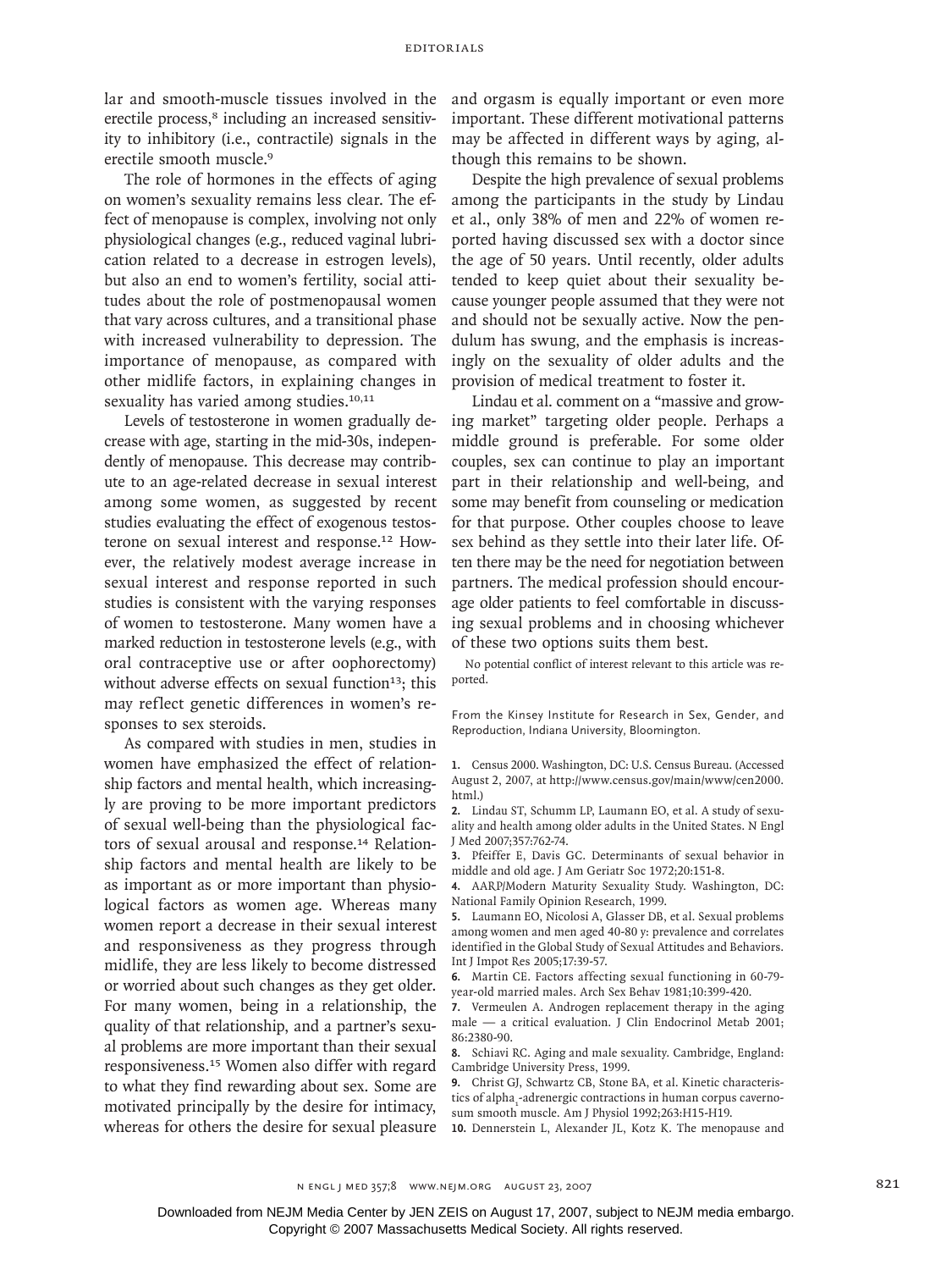lar and smooth-muscle tissues involved in the erectile process,[8] including an increased sensitivity to inhibitory (i.e., contractile) signals in the erectile smooth muscle.[9]

The role of hormones in the effects of aging on women's sexuality remains less clear. The effect of menopause is complex, involving not only physiological changes (e.g., reduced vaginal lubrication related to a decrease in estrogen levels), but also an end to women's fertility, social attitudes about the role of postmenopausal women that vary across cultures, and a transitional phase with increased vulnerability to depression. The importance of menopause, as compared with other midlife factors, in explaining changes in sexuality has varied among studies.[10,11]

Levels of testosterone in women gradually decrease with age, starting in the mid-30s, independently of menopause. This decrease may contribute to an age-related decrease in sexual interest among some women, as suggested by recent studies evaluating the effect of exogenous testosterone on sexual interest and response.[12] However, the relatively modest average increase in sexual interest and response reported in such studies is consistent with the varying responses of women to testosterone. Many women have a marked reduction in testosterone levels (e.g., with oral contraceptive use or after oophorectomy) without adverse effects on sexual function[13]; this may reflect genetic differences in women's responses to sex steroids.

As compared with studies in men, studies in women have emphasized the effect of relationship factors and mental health, which increasingly are proving to be more important predictors of sexual well-being than the physiological factors of sexual arousal and response.[14] Relationship factors and mental health are likely to be as important as or more important than physiological factors as women age. Whereas many women report a decrease in their sexual interest and responsiveness as they progress through midlife, they are less likely to become distressed or worried about such changes as they get older. For many women, being in a relationship, the quality of that relationship, and a partner's sexual problems are more important than their sexual responsiveness.[15] Women also differ with regard to what they find rewarding about sex. Some are motivated principally by the desire for intimacy, whereas for others the desire for sexual pleasure and orgasm is equally important or even more important. These different motivational patterns may be affected in different ways by aging, although this remains to be shown.

Despite the high prevalence of sexual problems among the participants in the study by Lindau et al., only 38% of men and 22% of women reported having discussed sex with a doctor since the age of 50 years. Until recently, older adults tended to keep quiet about their sexuality because younger people assumed that they were not and should not be sexually active. Now the pendulum has swung, and the emphasis is increasingly on the sexuality of older adults and the provision of medical treatment to foster it.

Lindau et al. comment on a "massive and growing market" targeting older people. Perhaps a middle ground is preferable. For some older couples, sex can continue to play an important part in their relationship and well-being, and some may benefit from counseling or medication for that purpose. Other couples choose to leave sex behind as they settle into their later life. Often there may be the need for negotiation between partners. The medical profession should encourage older patients to feel comfortable in discussing sexual problems and in choosing whichever of these two options suits them best.

No potential conflict of interest relevant to this article was reported.

From the Kinsey Institute for Research in Sex, Gender, and Reproduction, Indiana University, Bloomington.

1. Census 2000. Washington, DC: U.S. Census Bureau. (Accessed August 2, 2007, at http://www.census.gov/main/www/cen2000.html.)
2. Lindau ST, Schumm LP, Laumann EO, et al. A study of sexuality and health among older adults in the United States. N Engl J Med 2007;357:762-74.
3. Pfeiffer E, Davis GC. Determinants of sexual behavior in middle and old age. J Am Geriatr Soc 1972;20:151-8.
4. AARP/Modern Maturity Sexuality Study. Washington, DC: National Family Opinion Research, 1999.
5. Laumann EO, Nicolosi A, Glasser DB, et al. Sexual problems among women and men aged 40-80 y: prevalence and correlates identified in the Global Study of Sexual Attitudes and Behaviors. Int J Impot Res 2005;17:39-57.
6. Martin CE. Factors affecting sexual functioning in 60-79-year-old married males. Arch Sex Behav 1981;10:399-420.
7. Vermeulen A. Androgen replacement therapy in the aging male — a critical evaluation. J Clin Endocrinol Metab 2001; 86:2380-90.
8. Schiavi RC. Aging and male sexuality. Cambridge, England: Cambridge University Press, 1999.
9. Christ GJ, Schwartz CB, Stone BA, et al. Kinetic characteristics of alpha$_1$-adrenergic contractions in human corpus cavernosum smooth muscle. Am J Physiol 1992;263:H15-H19.
10. Dennerstein L, Alexander JL, Kotz K. The menopause and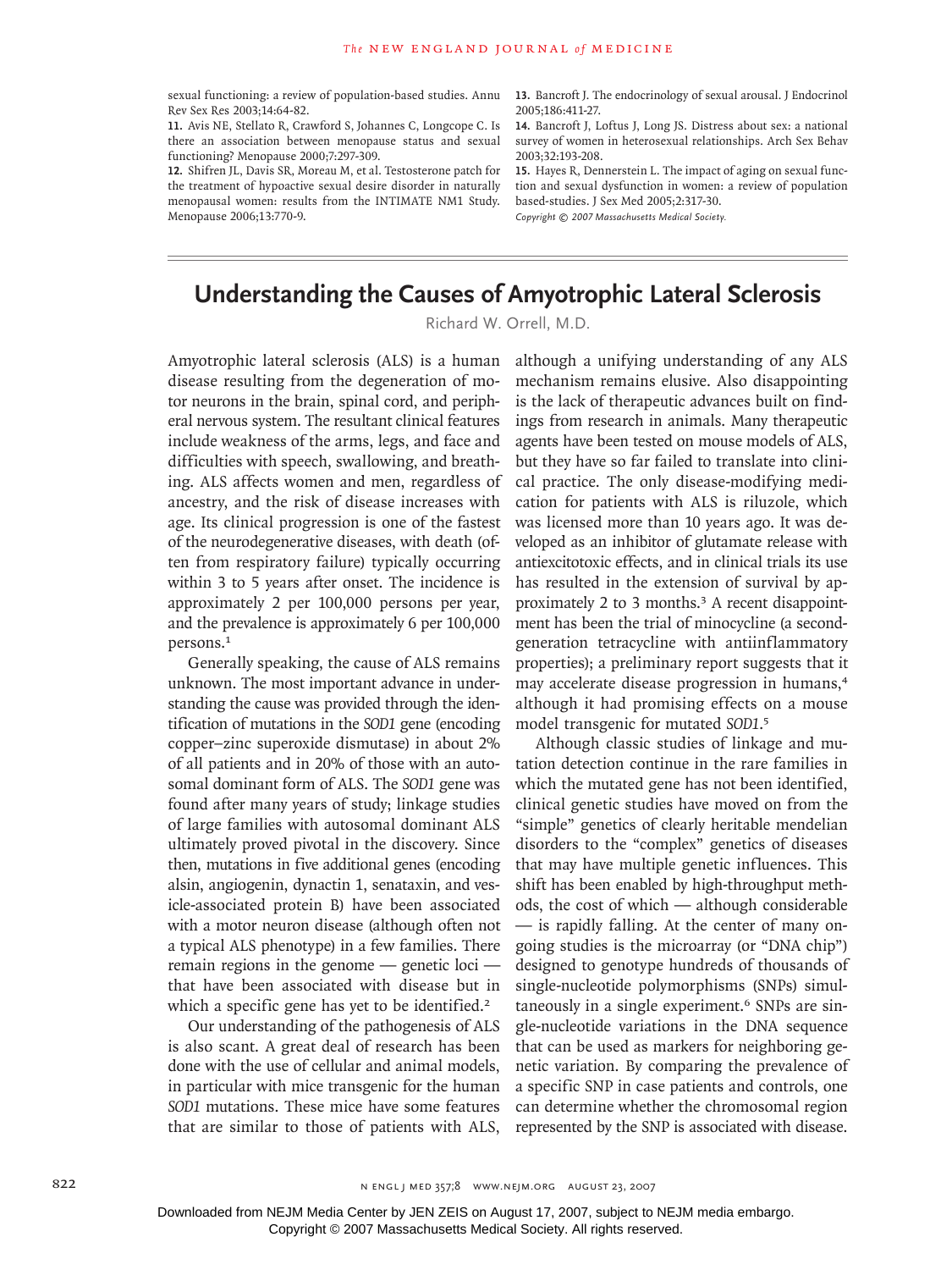sexual functioning: a review of population-based studies. Annu Rev Sex Res 2003;14:64-82.

11. Avis NE, Stellato R, Crawford S, Johannes C, Longcope C. Is there an association between menopause status and sexual functioning? Menopause 2000;7:297-309.

12. Shifren JL, Davis SR, Moreau M, et al. Testosterone patch for the treatment of hypoactive sexual desire disorder in naturally menopausal women: results from the INTIMATE NM1 Study. Menopause 2006;13:770-9.

13. Bancroft J. The endocrinology of sexual arousal. J Endocrinol 2005;186:411-27.

14. Bancroft J, Loftus J, Long JS. Distress about sex: a national survey of women in heterosexual relationships. Arch Sex Behav 2003;32:193-208.

15. Hayes R, Dennerstein L. The impact of aging on sexual function and sexual dysfunction in women: a review of population based-studies. J Sex Med 2005;2:317-30.

*Copyright © 2007 Massachusetts Medical Society.*

# Understanding the Causes of Amyotrophic Lateral Sclerosis

Richard W. Orrell, M.D.

Amyotrophic lateral sclerosis (ALS) is a human disease resulting from the degeneration of motor neurons in the brain, spinal cord, and peripheral nervous system. The resultant clinical features include weakness of the arms, legs, and face and difficulties with speech, swallowing, and breathing. ALS affects women and men, regardless of ancestry, and the risk of disease increases with age. Its clinical progression is one of the fastest of the neurodegenerative diseases, with death (often from respiratory failure) typically occurring within 3 to 5 years after onset. The incidence is approximately 2 per 100,000 persons per year, and the prevalence is approximately 6 per 100,000 persons.[1]

Generally speaking, the cause of ALS remains unknown. The most important advance in understanding the cause was provided through the identification of mutations in the *SOD1* gene (encoding copper–zinc superoxide dismutase) in about 2% of all patients and in 20% of those with an autosomal dominant form of ALS. The *SOD1* gene was found after many years of study; linkage studies of large families with autosomal dominant ALS ultimately proved pivotal in the discovery. Since then, mutations in five additional genes (encoding alsin, angiogenin, dynactin 1, senataxin, and vesicle-associated protein B) have been associated with a motor neuron disease (although often not a typical ALS phenotype) in a few families. There remain regions in the genome — genetic loci — that have been associated with disease but in which a specific gene has yet to be identified.[2]

Our understanding of the pathogenesis of ALS is also scant. A great deal of research has been done with the use of cellular and animal models, in particular with mice transgenic for the human *SOD1* mutations. These mice have some features that are similar to those of patients with ALS, although a unifying understanding of any ALS mechanism remains elusive. Also disappointing is the lack of therapeutic advances built on findings from research in animals. Many therapeutic agents have been tested on mouse models of ALS, but they have so far failed to translate into clinical practice. The only disease-modifying medication for patients with ALS is riluzole, which was licensed more than 10 years ago. It was developed as an inhibitor of glutamate release with antiexcitotoxic effects, and in clinical trials its use has resulted in the extension of survival by approximately 2 to 3 months.[3] A recent disappointment has been the trial of minocycline (a second-generation tetracycline with antiinflammatory properties); a preliminary report suggests that it may accelerate disease progression in humans,[4] although it had promising effects on a mouse model transgenic for mutated *SOD1*.[5]

Although classic studies of linkage and mutation detection continue in the rare families in which the mutated gene has not been identified, clinical genetic studies have moved on from the "simple" genetics of clearly heritable mendelian disorders to the "complex" genetics of diseases that may have multiple genetic influences. This shift has been enabled by high-throughput methods, the cost of which — although considerable — is rapidly falling. At the center of many ongoing studies is the microarray (or "DNA chip") designed to genotype hundreds of thousands of single-nucleotide polymorphisms (SNPs) simultaneously in a single experiment.[6] SNPs are single-nucleotide variations in the DNA sequence that can be used as markers for neighboring genetic variation. By comparing the prevalence of a specific SNP in case patients and controls, one can determine whether the chromosomal region represented by the SNP is associated with disease.

Downloaded from NEJM Media Center by JEN ZEIS on August 17, 2007, subject to NEJM media embargo.
Copyright © 2007 Massachusetts Medical Society. All rights reserved.